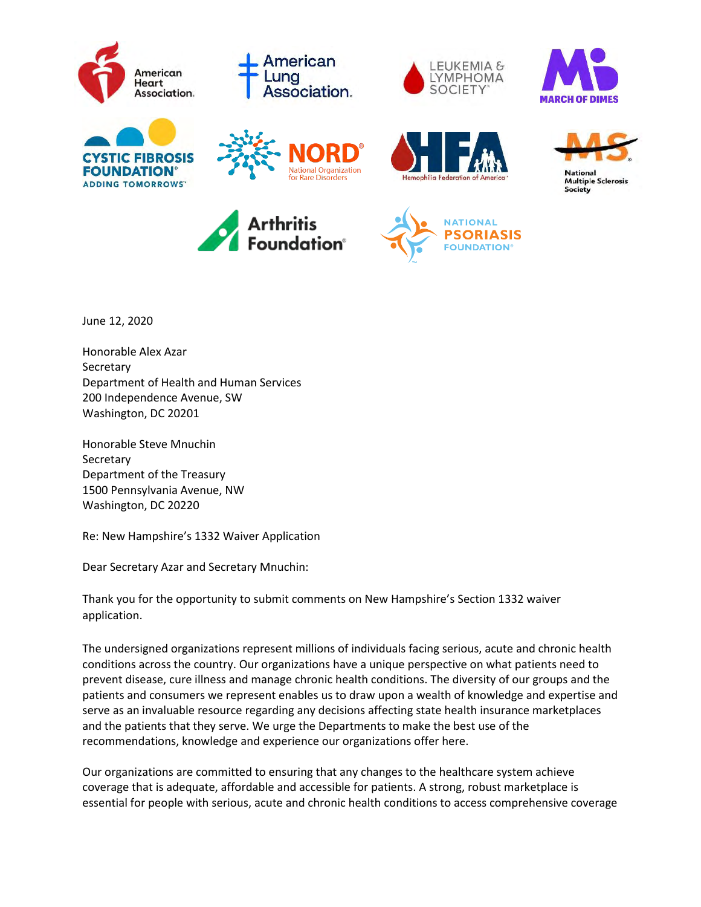American Heart Association. | American Lung Association. | Leukemia & Lymphoma Society | March of Dimes | Cystic Fibrosis Foundation Adding Tomorrows | NORD National Organization for Rare Disorders | HFA Hemophilia Federation of America | National Multiple Sclerosis Society | Arthritis Foundation | National Psoriasis Foundation

June 12, 2020

Honorable Alex Azar
Secretary
Department of Health and Human Services
200 Independence Avenue, SW
Washington, DC 20201

Honorable Steve Mnuchin
Secretary
Department of the Treasury
1500 Pennsylvania Avenue, NW
Washington, DC 20220

Re: New Hampshire's 1332 Waiver Application

Dear Secretary Azar and Secretary Mnuchin:

Thank you for the opportunity to submit comments on New Hampshire's Section 1332 waiver application.

The undersigned organizations represent millions of individuals facing serious, acute and chronic health conditions across the country. Our organizations have a unique perspective on what patients need to prevent disease, cure illness and manage chronic health conditions. The diversity of our groups and the patients and consumers we represent enables us to draw upon a wealth of knowledge and expertise and serve as an invaluable resource regarding any decisions affecting state health insurance marketplaces and the patients that they serve. We urge the Departments to make the best use of the recommendations, knowledge and experience our organizations offer here.

Our organizations are committed to ensuring that any changes to the healthcare system achieve coverage that is adequate, affordable and accessible for patients. A strong, robust marketplace is essential for people with serious, acute and chronic health conditions to access comprehensive coverage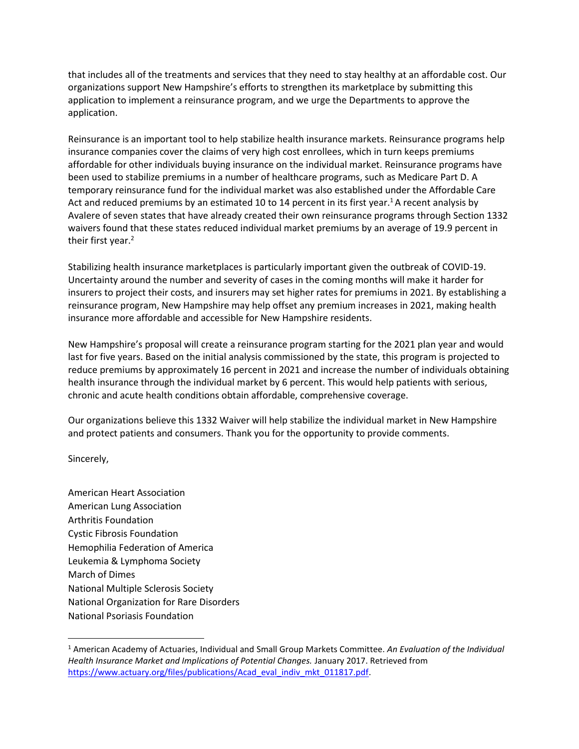that includes all of the treatments and services that they need to stay healthy at an affordable cost. Our organizations support New Hampshire's efforts to strengthen its marketplace by submitting this application to implement a reinsurance program, and we urge the Departments to approve the application.

Reinsurance is an important tool to help stabilize health insurance markets. Reinsurance programs help insurance companies cover the claims of very high cost enrollees, which in turn keeps premiums affordable for other individuals buying insurance on the individual market. Reinsurance programs have been used to stabilize premiums in a number of healthcare programs, such as Medicare Part D. A temporary reinsurance fund for the individual market was also established under the Affordable Care Act and reduced premiums by an estimated 10 to 14 percent in its first year.[1] A recent analysis by Avalere of seven states that have already created their own reinsurance programs through Section 1332 waivers found that these states reduced individual market premiums by an average of 19.9 percent in their first year.[2]

Stabilizing health insurance marketplaces is particularly important given the outbreak of COVID-19. Uncertainty around the number and severity of cases in the coming months will make it harder for insurers to project their costs, and insurers may set higher rates for premiums in 2021. By establishing a reinsurance program, New Hampshire may help offset any premium increases in 2021, making health insurance more affordable and accessible for New Hampshire residents.

New Hampshire's proposal will create a reinsurance program starting for the 2021 plan year and would last for five years. Based on the initial analysis commissioned by the state, this program is projected to reduce premiums by approximately 16 percent in 2021 and increase the number of individuals obtaining health insurance through the individual market by 6 percent. This would help patients with serious, chronic and acute health conditions obtain affordable, comprehensive coverage.

Our organizations believe this 1332 Waiver will help stabilize the individual market in New Hampshire and protect patients and consumers. Thank you for the opportunity to provide comments.

Sincerely,

American Heart Association
American Lung Association
Arthritis Foundation
Cystic Fibrosis Foundation
Hemophilia Federation of America
Leukemia & Lymphoma Society
March of Dimes
National Multiple Sclerosis Society
National Organization for Rare Disorders
National Psoriasis Foundation

---

[1] American Academy of Actuaries, Individual and Small Group Markets Committee. *An Evaluation of the Individual Health Insurance Market and Implications of Potential Changes.* January 2017. Retrieved from https://www.actuary.org/files/publications/Acad_eval_indiv_mkt_011817.pdf.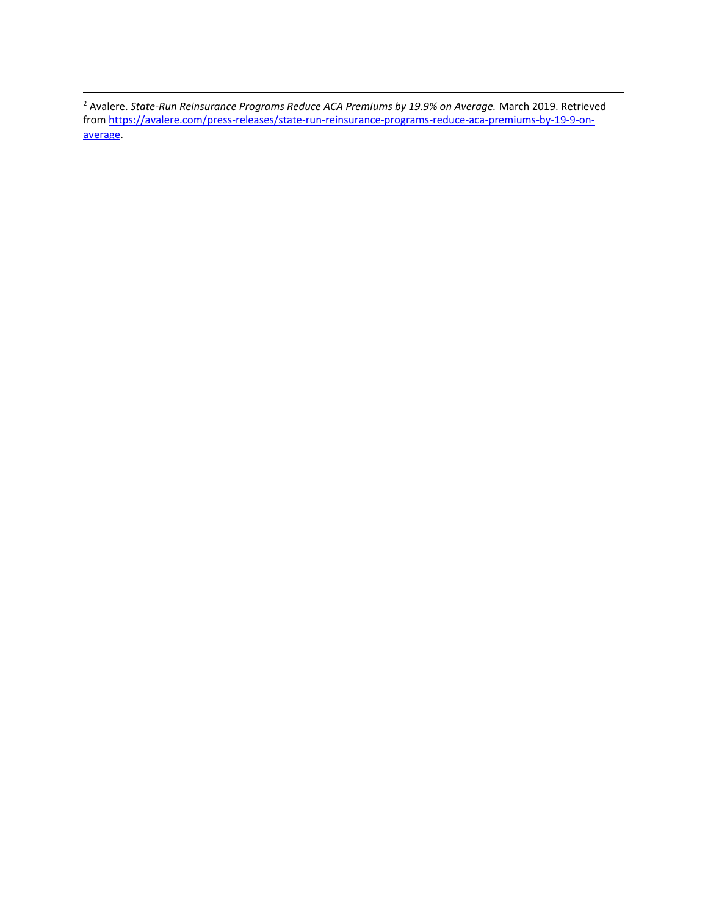[2] Avalere. *State-Run Reinsurance Programs Reduce ACA Premiums by 19.9% on Average.* March 2019. Retrieved from [https://avalere.com/press-releases/state-run-reinsurance-programs-reduce-aca-premiums-by-19-9-on-average](https://avalere.com/press-releases/state-run-reinsurance-programs-reduce-aca-premiums-by-19-9-on-average).